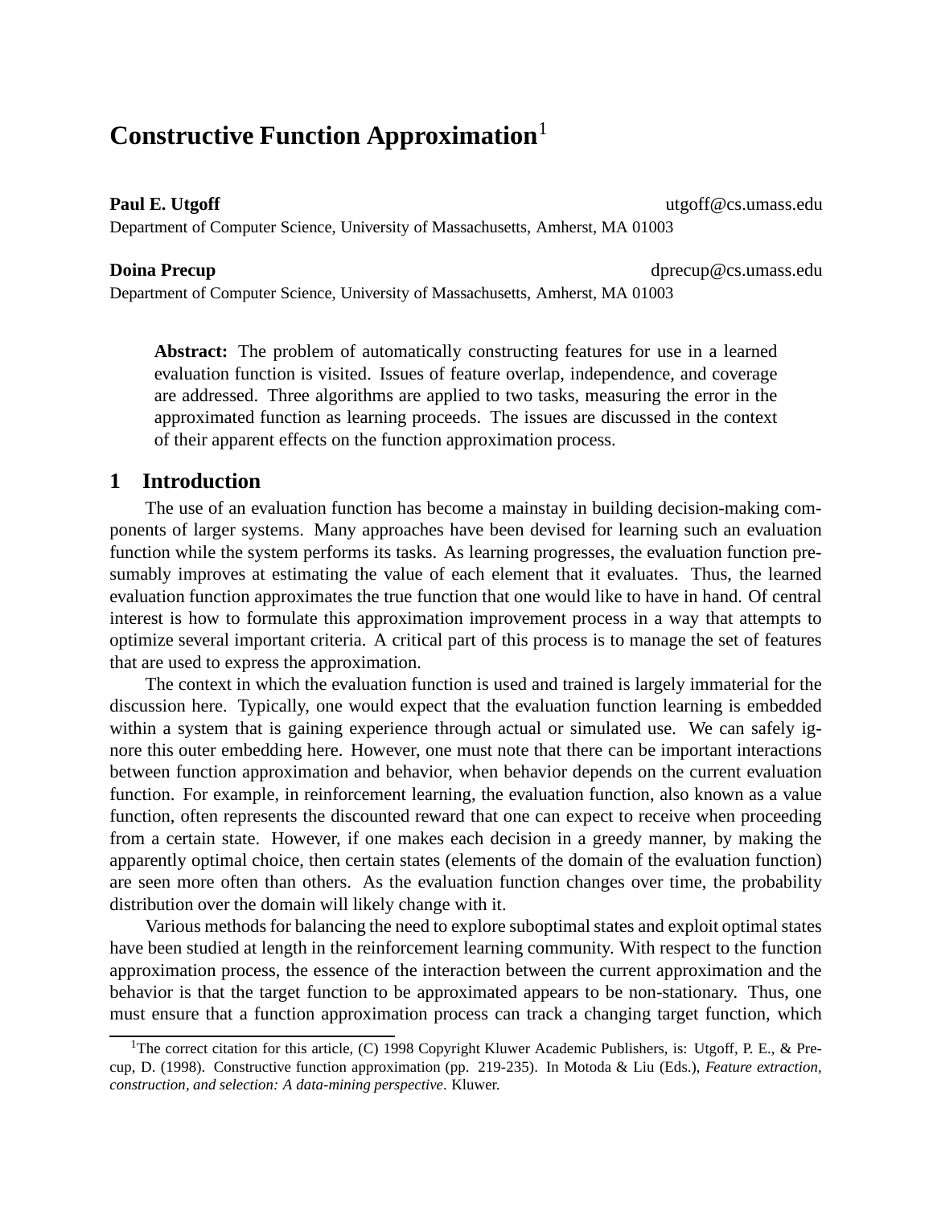# Constructive Function Approximation[1]

**Paul E. Utgoff** utgoff@cs.umass.edu
Department of Computer Science, University of Massachusetts, Amherst, MA 01003

**Doina Precup** dprecup@cs.umass.edu
Department of Computer Science, University of Massachusetts, Amherst, MA 01003

**Abstract:** The problem of automatically constructing features for use in a learned evaluation function is visited. Issues of feature overlap, independence, and coverage are addressed. Three algorithms are applied to two tasks, measuring the error in the approximated function as learning proceeds. The issues are discussed in the context of their apparent effects on the function approximation process.

## 1 Introduction

The use of an evaluation function has become a mainstay in building decision-making components of larger systems. Many approaches have been devised for learning such an evaluation function while the system performs its tasks. As learning progresses, the evaluation function presumably improves at estimating the value of each element that it evaluates. Thus, the learned evaluation function approximates the true function that one would like to have in hand. Of central interest is how to formulate this approximation improvement process in a way that attempts to optimize several important criteria. A critical part of this process is to manage the set of features that are used to express the approximation.

The context in which the evaluation function is used and trained is largely immaterial for the discussion here. Typically, one would expect that the evaluation function learning is embedded within a system that is gaining experience through actual or simulated use. We can safely ignore this outer embedding here. However, one must note that there can be important interactions between function approximation and behavior, when behavior depends on the current evaluation function. For example, in reinforcement learning, the evaluation function, also known as a value function, often represents the discounted reward that one can expect to receive when proceeding from a certain state. However, if one makes each decision in a greedy manner, by making the apparently optimal choice, then certain states (elements of the domain of the evaluation function) are seen more often than others. As the evaluation function changes over time, the probability distribution over the domain will likely change with it.

Various methods for balancing the need to explore suboptimal states and exploit optimal states have been studied at length in the reinforcement learning community. With respect to the function approximation process, the essence of the interaction between the current approximation and the behavior is that the target function to be approximated appears to be non-stationary. Thus, one must ensure that a function approximation process can track a changing target function, which

[1] The correct citation for this article, (C) 1998 Copyright Kluwer Academic Publishers, is: Utgoff, P. E., & Precup, D. (1998). Constructive function approximation (pp. 219-235). In Motoda & Liu (Eds.), *Feature extraction, construction, and selection: A data-mining perspective*. Kluwer.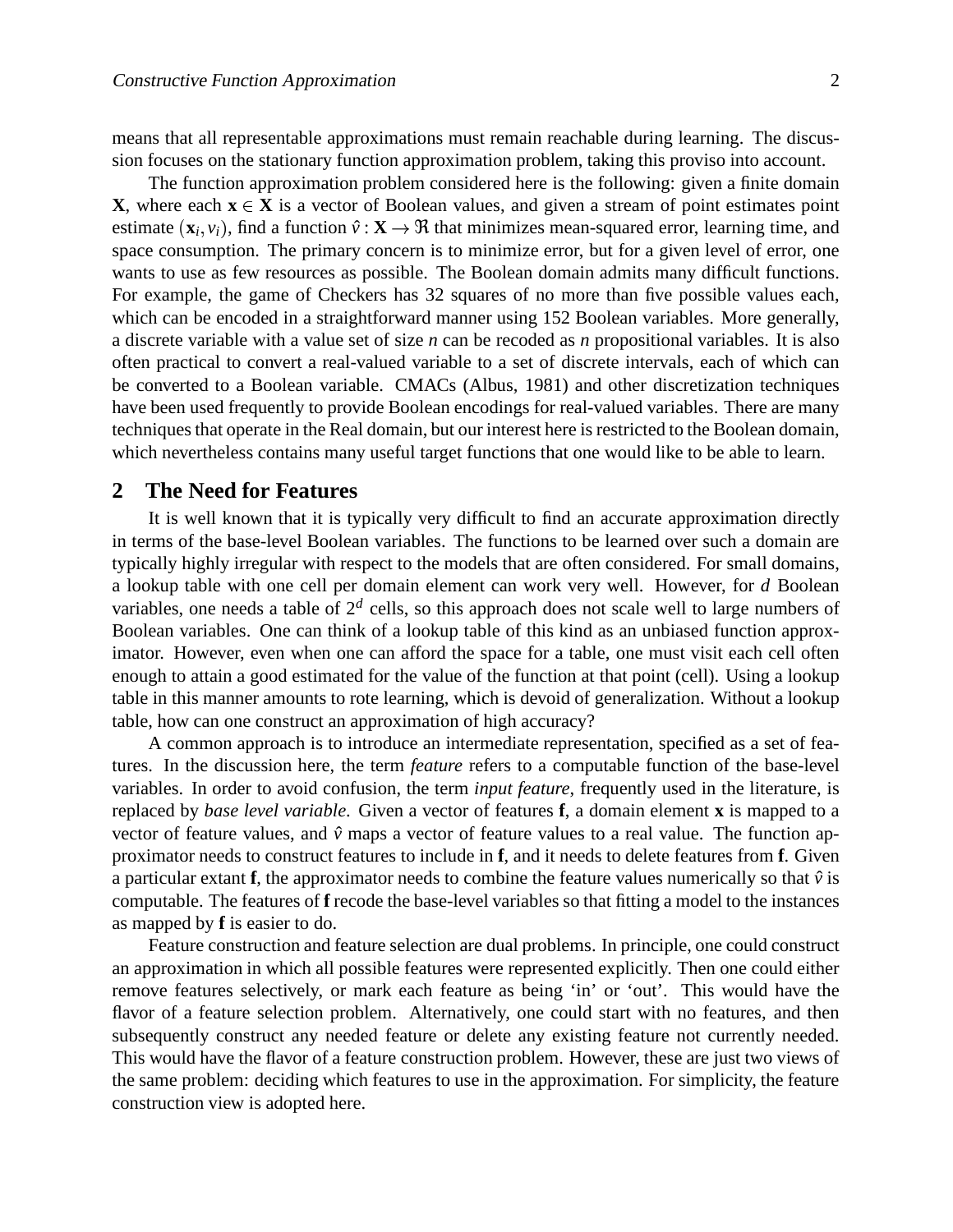means that all representable approximations must remain reachable during learning. The discussion focuses on the stationary function approximation problem, taking this proviso into account.

The function approximation problem considered here is the following: given a finite domain $\mathbf{X}$, where each $\mathbf{x} \in \mathbf{X}$ is a vector of Boolean values, and given a stream of point estimates point estimate $(\mathbf{x}_i, v_i)$, find a function $\hat{v} : \mathbf{X} \rightarrow \Re$ that minimizes mean-squared error, learning time, and space consumption. The primary concern is to minimize error, but for a given level of error, one wants to use as few resources as possible. The Boolean domain admits many difficult functions. For example, the game of Checkers has 32 squares of no more than five possible values each, which can be encoded in a straightforward manner using 152 Boolean variables. More generally, a discrete variable with a value set of size $n$ can be recoded as $n$ propositional variables. It is also often practical to convert a real-valued variable to a set of discrete intervals, each of which can be converted to a Boolean variable. CMACs (Albus, 1981) and other discretization techniques have been used frequently to provide Boolean encodings for real-valued variables. There are many techniques that operate in the Real domain, but our interest here is restricted to the Boolean domain, which nevertheless contains many useful target functions that one would like to be able to learn.

## 2 The Need for Features

It is well known that it is typically very difficult to find an accurate approximation directly in terms of the base-level Boolean variables. The functions to be learned over such a domain are typically highly irregular with respect to the models that are often considered. For small domains, a lookup table with one cell per domain element can work very well. However, for $d$ Boolean variables, one needs a table of $2^d$ cells, so this approach does not scale well to large numbers of Boolean variables. One can think of a lookup table of this kind as an unbiased function approximator. However, even when one can afford the space for a table, one must visit each cell often enough to attain a good estimated for the value of the function at that point (cell). Using a lookup table in this manner amounts to rote learning, which is devoid of generalization. Without a lookup table, how can one construct an approximation of high accuracy?

A common approach is to introduce an intermediate representation, specified as a set of features. In the discussion here, the term *feature* refers to a computable function of the base-level variables. In order to avoid confusion, the term *input feature*, frequently used in the literature, is replaced by *base level variable*. Given a vector of features $\mathbf{f}$, a domain element $\mathbf{x}$ is mapped to a vector of feature values, and $\hat{v}$ maps a vector of feature values to a real value. The function approximator needs to construct features to include in $\mathbf{f}$, and it needs to delete features from $\mathbf{f}$. Given a particular extant $\mathbf{f}$, the approximator needs to combine the feature values numerically so that $\hat{v}$ is computable. The features of $\mathbf{f}$ recode the base-level variables so that fitting a model to the instances as mapped by $\mathbf{f}$ is easier to do.

Feature construction and feature selection are dual problems. In principle, one could construct an approximation in which all possible features were represented explicitly. Then one could either remove features selectively, or mark each feature as being 'in' or 'out'. This would have the flavor of a feature selection problem. Alternatively, one could start with no features, and then subsequently construct any needed feature or delete any existing feature not currently needed. This would have the flavor of a feature construction problem. However, these are just two views of the same problem: deciding which features to use in the approximation. For simplicity, the feature construction view is adopted here.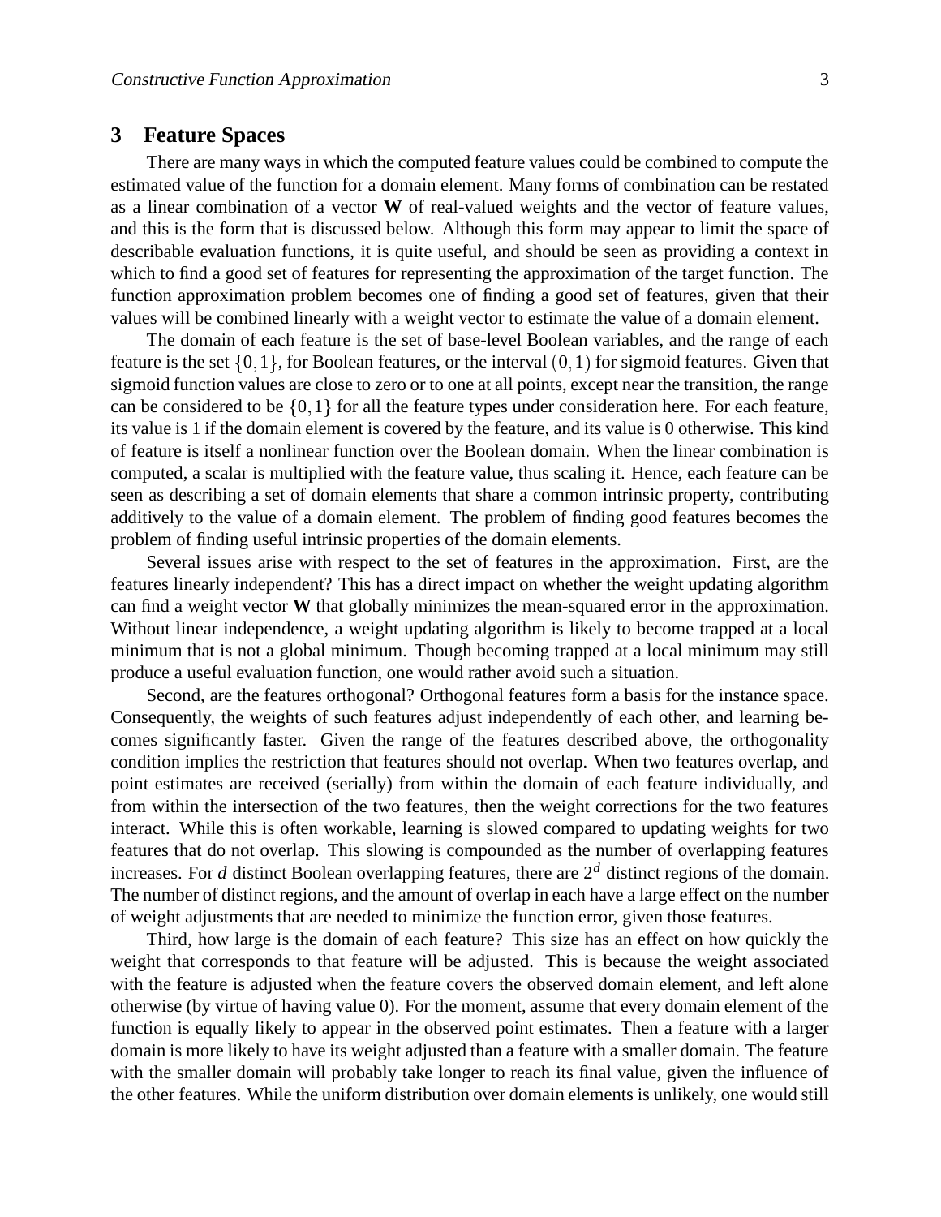## 3 Feature Spaces

There are many ways in which the computed feature values could be combined to compute the estimated value of the function for a domain element. Many forms of combination can be restated as a linear combination of a vector **W** of real-valued weights and the vector of feature values, and this is the form that is discussed below. Although this form may appear to limit the space of describable evaluation functions, it is quite useful, and should be seen as providing a context in which to find a good set of features for representing the approximation of the target function. The function approximation problem becomes one of finding a good set of features, given that their values will be combined linearly with a weight vector to estimate the value of a domain element.

The domain of each feature is the set of base-level Boolean variables, and the range of each feature is the set $\{0,1\}$, for Boolean features, or the interval $(0,1)$ for sigmoid features. Given that sigmoid function values are close to zero or to one at all points, except near the transition, the range can be considered to be $\{0,1\}$ for all the feature types under consideration here. For each feature, its value is 1 if the domain element is covered by the feature, and its value is 0 otherwise. This kind of feature is itself a nonlinear function over the Boolean domain. When the linear combination is computed, a scalar is multiplied with the feature value, thus scaling it. Hence, each feature can be seen as describing a set of domain elements that share a common intrinsic property, contributing additively to the value of a domain element. The problem of finding good features becomes the problem of finding useful intrinsic properties of the domain elements.

Several issues arise with respect to the set of features in the approximation. First, are the features linearly independent? This has a direct impact on whether the weight updating algorithm can find a weight vector **W** that globally minimizes the mean-squared error in the approximation. Without linear independence, a weight updating algorithm is likely to become trapped at a local minimum that is not a global minimum. Though becoming trapped at a local minimum may still produce a useful evaluation function, one would rather avoid such a situation.

Second, are the features orthogonal? Orthogonal features form a basis for the instance space. Consequently, the weights of such features adjust independently of each other, and learning becomes significantly faster. Given the range of the features described above, the orthogonality condition implies the restriction that features should not overlap. When two features overlap, and point estimates are received (serially) from within the domain of each feature individually, and from within the intersection of the two features, then the weight corrections for the two features interact. While this is often workable, learning is slowed compared to updating weights for two features that do not overlap. This slowing is compounded as the number of overlapping features increases. For $d$ distinct Boolean overlapping features, there are $2^d$ distinct regions of the domain. The number of distinct regions, and the amount of overlap in each have a large effect on the number of weight adjustments that are needed to minimize the function error, given those features.

Third, how large is the domain of each feature? This size has an effect on how quickly the weight that corresponds to that feature will be adjusted. This is because the weight associated with the feature is adjusted when the feature covers the observed domain element, and left alone otherwise (by virtue of having value 0). For the moment, assume that every domain element of the function is equally likely to appear in the observed point estimates. Then a feature with a larger domain is more likely to have its weight adjusted than a feature with a smaller domain. The feature with the smaller domain will probably take longer to reach its final value, given the influence of the other features. While the uniform distribution over domain elements is unlikely, one would still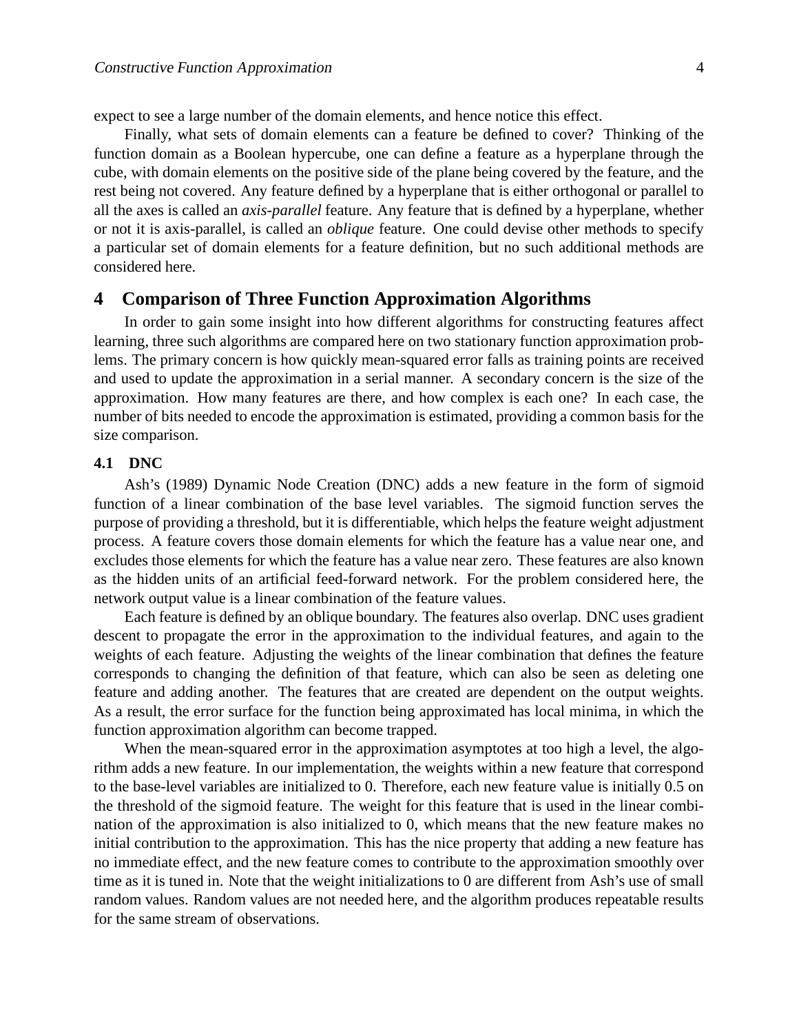expect to see a large number of the domain elements, and hence notice this effect.

Finally, what sets of domain elements can a feature be defined to cover? Thinking of the function domain as a Boolean hypercube, one can define a feature as a hyperplane through the cube, with domain elements on the positive side of the plane being covered by the feature, and the rest being not covered. Any feature defined by a hyperplane that is either orthogonal or parallel to all the axes is called an *axis-parallel* feature. Any feature that is defined by a hyperplane, whether or not it is axis-parallel, is called an *oblique* feature. One could devise other methods to specify a particular set of domain elements for a feature definition, but no such additional methods are considered here.

## 4 Comparison of Three Function Approximation Algorithms

In order to gain some insight into how different algorithms for constructing features affect learning, three such algorithms are compared here on two stationary function approximation problems. The primary concern is how quickly mean-squared error falls as training points are received and used to update the approximation in a serial manner. A secondary concern is the size of the approximation. How many features are there, and how complex is each one? In each case, the number of bits needed to encode the approximation is estimated, providing a common basis for the size comparison.

### 4.1 DNC

Ash's (1989) Dynamic Node Creation (DNC) adds a new feature in the form of sigmoid function of a linear combination of the base level variables. The sigmoid function serves the purpose of providing a threshold, but it is differentiable, which helps the feature weight adjustment process. A feature covers those domain elements for which the feature has a value near one, and excludes those elements for which the feature has a value near zero. These features are also known as the hidden units of an artificial feed-forward network. For the problem considered here, the network output value is a linear combination of the feature values.

Each feature is defined by an oblique boundary. The features also overlap. DNC uses gradient descent to propagate the error in the approximation to the individual features, and again to the weights of each feature. Adjusting the weights of the linear combination that defines the feature corresponds to changing the definition of that feature, which can also be seen as deleting one feature and adding another. The features that are created are dependent on the output weights. As a result, the error surface for the function being approximated has local minima, in which the function approximation algorithm can become trapped.

When the mean-squared error in the approximation asymptotes at too high a level, the algorithm adds a new feature. In our implementation, the weights within a new feature that correspond to the base-level variables are initialized to 0. Therefore, each new feature value is initially 0.5 on the threshold of the sigmoid feature. The weight for this feature that is used in the linear combination of the approximation is also initialized to 0, which means that the new feature makes no initial contribution to the approximation. This has the nice property that adding a new feature has no immediate effect, and the new feature comes to contribute to the approximation smoothly over time as it is tuned in. Note that the weight initializations to 0 are different from Ash's use of small random values. Random values are not needed here, and the algorithm produces repeatable results for the same stream of observations.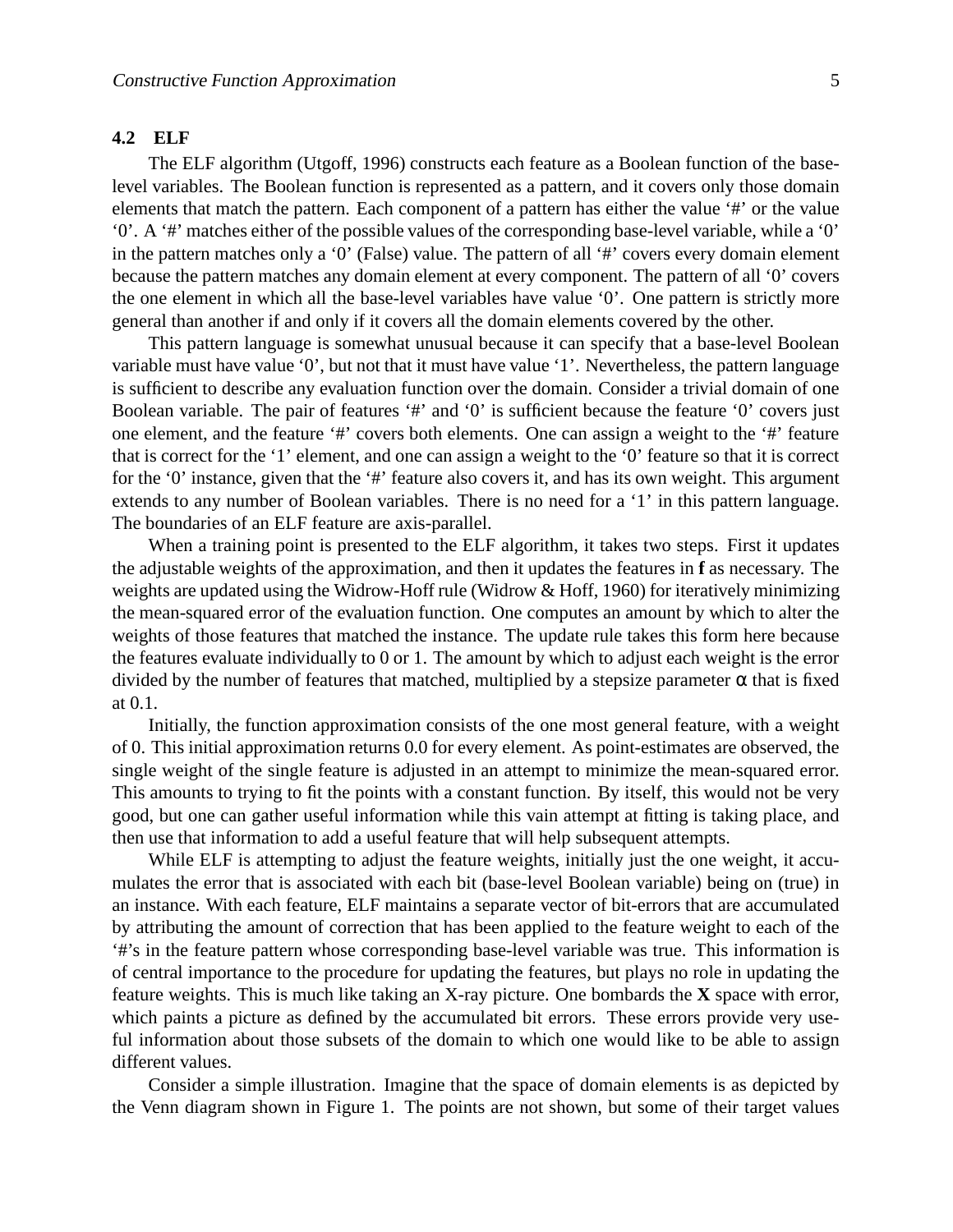### 4.2 ELF

The ELF algorithm (Utgoff, 1996) constructs each feature as a Boolean function of the base-level variables. The Boolean function is represented as a pattern, and it covers only those domain elements that match the pattern. Each component of a pattern has either the value '#' or the value '0'. A '#' matches either of the possible values of the corresponding base-level variable, while a '0' in the pattern matches only a '0' (False) value. The pattern of all '#' covers every domain element because the pattern matches any domain element at every component. The pattern of all '0' covers the one element in which all the base-level variables have value '0'. One pattern is strictly more general than another if and only if it covers all the domain elements covered by the other.

This pattern language is somewhat unusual because it can specify that a base-level Boolean variable must have value '0', but not that it must have value '1'. Nevertheless, the pattern language is sufficient to describe any evaluation function over the domain. Consider a trivial domain of one Boolean variable. The pair of features '#' and '0' is sufficient because the feature '0' covers just one element, and the feature '#' covers both elements. One can assign a weight to the '#' feature that is correct for the '1' element, and one can assign a weight to the '0' feature so that it is correct for the '0' instance, given that the '#' feature also covers it, and has its own weight. This argument extends to any number of Boolean variables. There is no need for a '1' in this pattern language. The boundaries of an ELF feature are axis-parallel.

When a training point is presented to the ELF algorithm, it takes two steps. First it updates the adjustable weights of the approximation, and then it updates the features in **f** as necessary. The weights are updated using the Widrow-Hoff rule (Widrow & Hoff, 1960) for iteratively minimizing the mean-squared error of the evaluation function. One computes an amount by which to alter the weights of those features that matched the instance. The update rule takes this form here because the features evaluate individually to 0 or 1. The amount by which to adjust each weight is the error divided by the number of features that matched, multiplied by a stepsize parameter $\alpha$ that is fixed at 0.1.

Initially, the function approximation consists of the one most general feature, with a weight of 0. This initial approximation returns 0.0 for every element. As point-estimates are observed, the single weight of the single feature is adjusted in an attempt to minimize the mean-squared error. This amounts to trying to fit the points with a constant function. By itself, this would not be very good, but one can gather useful information while this vain attempt at fitting is taking place, and then use that information to add a useful feature that will help subsequent attempts.

While ELF is attempting to adjust the feature weights, initially just the one weight, it accumulates the error that is associated with each bit (base-level Boolean variable) being on (true) in an instance. With each feature, ELF maintains a separate vector of bit-errors that are accumulated by attributing the amount of correction that has been applied to the feature weight to each of the '#'s in the feature pattern whose corresponding base-level variable was true. This information is of central importance to the procedure for updating the features, but plays no role in updating the feature weights. This is much like taking an X-ray picture. One bombards the **X** space with error, which paints a picture as defined by the accumulated bit errors. These errors provide very useful information about those subsets of the domain to which one would like to be able to assign different values.

Consider a simple illustration. Imagine that the space of domain elements is as depicted by the Venn diagram shown in Figure 1. The points are not shown, but some of their target values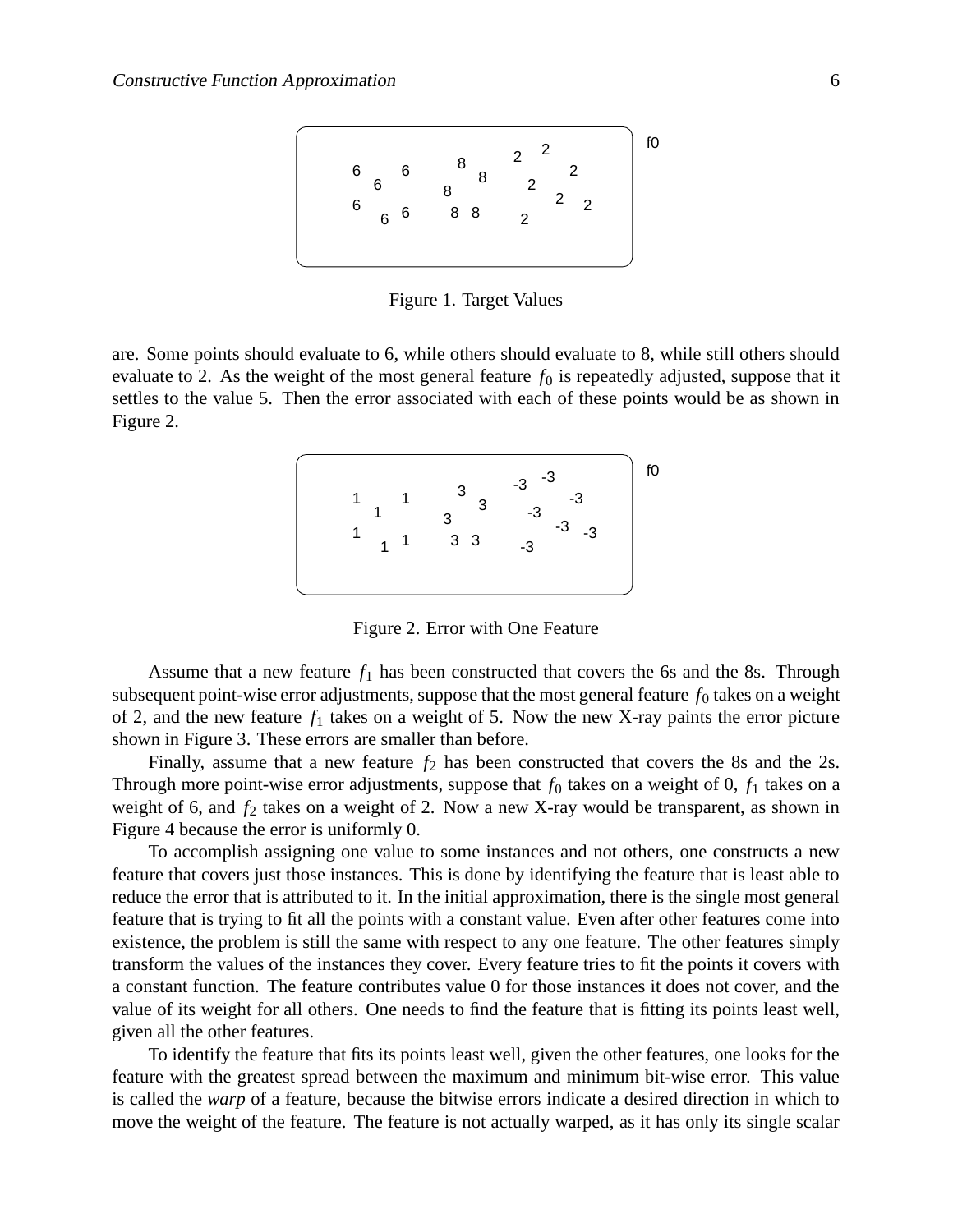Figure 1. Target Values

are. Some points should evaluate to 6, while others should evaluate to 8, while still others should evaluate to 2. As the weight of the most general feature $f_0$ is repeatedly adjusted, suppose that it settles to the value 5. Then the error associated with each of these points would be as shown in Figure 2.

Figure 2. Error with One Feature

Assume that a new feature $f_1$ has been constructed that covers the 6s and the 8s. Through subsequent point-wise error adjustments, suppose that the most general feature $f_0$ takes on a weight of 2, and the new feature $f_1$ takes on a weight of 5. Now the new X-ray paints the error picture shown in Figure 3. These errors are smaller than before.

Finally, assume that a new feature $f_2$ has been constructed that covers the 8s and the 2s. Through more point-wise error adjustments, suppose that $f_0$ takes on a weight of 0, $f_1$ takes on a weight of 6, and $f_2$ takes on a weight of 2. Now a new X-ray would be transparent, as shown in Figure 4 because the error is uniformly 0.

To accomplish assigning one value to some instances and not others, one constructs a new feature that covers just those instances. This is done by identifying the feature that is least able to reduce the error that is attributed to it. In the initial approximation, there is the single most general feature that is trying to fit all the points with a constant value. Even after other features come into existence, the problem is still the same with respect to any one feature. The other features simply transform the values of the instances they cover. Every feature tries to fit the points it covers with a constant function. The feature contributes value 0 for those instances it does not cover, and the value of its weight for all others. One needs to find the feature that is fitting its points least well, given all the other features.

To identify the feature that fits its points least well, given the other features, one looks for the feature with the greatest spread between the maximum and minimum bit-wise error. This value is called the *warp* of a feature, because the bitwise errors indicate a desired direction in which to move the weight of the feature. The feature is not actually warped, as it has only its single scalar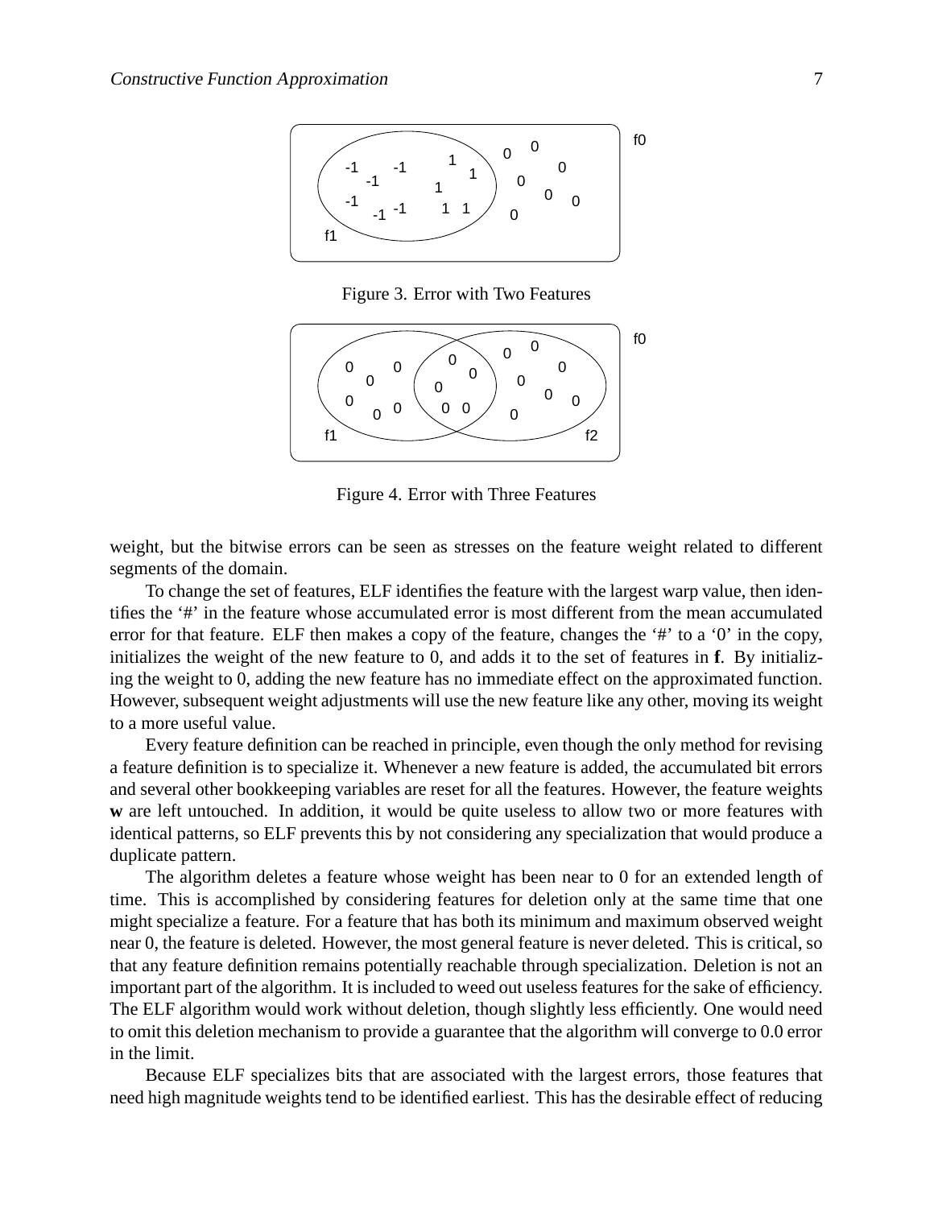Figure 3. Error with Two Features

Figure 4. Error with Three Features

weight, but the bitwise errors can be seen as stresses on the feature weight related to different segments of the domain.

To change the set of features, ELF identifies the feature with the largest warp value, then identifies the '#' in the feature whose accumulated error is most different from the mean accumulated error for that feature. ELF then makes a copy of the feature, changes the '#' to a '0' in the copy, initializes the weight of the new feature to 0, and adds it to the set of features in **f**. By initializing the weight to 0, adding the new feature has no immediate effect on the approximated function. However, subsequent weight adjustments will use the new feature like any other, moving its weight to a more useful value.

Every feature definition can be reached in principle, even though the only method for revising a feature definition is to specialize it. Whenever a new feature is added, the accumulated bit errors and several other bookkeeping variables are reset for all the features. However, the feature weights **w** are left untouched. In addition, it would be quite useless to allow two or more features with identical patterns, so ELF prevents this by not considering any specialization that would produce a duplicate pattern.

The algorithm deletes a feature whose weight has been near to 0 for an extended length of time. This is accomplished by considering features for deletion only at the same time that one might specialize a feature. For a feature that has both its minimum and maximum observed weight near 0, the feature is deleted. However, the most general feature is never deleted. This is critical, so that any feature definition remains potentially reachable through specialization. Deletion is not an important part of the algorithm. It is included to weed out useless features for the sake of efficiency. The ELF algorithm would work without deletion, though slightly less efficiently. One would need to omit this deletion mechanism to provide a guarantee that the algorithm will converge to 0.0 error in the limit.

Because ELF specializes bits that are associated with the largest errors, those features that need high magnitude weights tend to be identified earliest. This has the desirable effect of reducing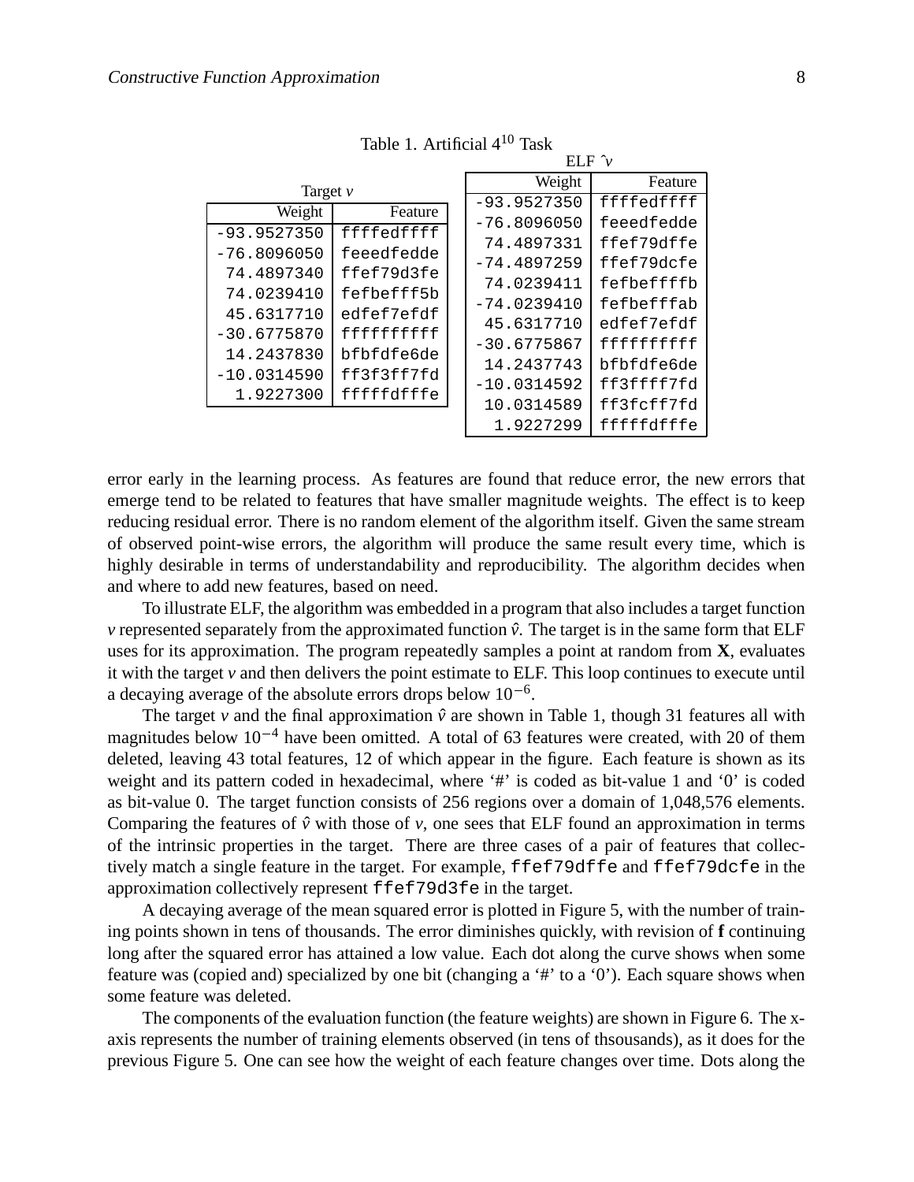Table 1. Artificial $4^{10}$ Task

Target $v$

| Weight | Feature |
|---|---|
| -93.9527350 | ffffedffff |
| -76.8096050 | feeedfedde |
| 74.4897340 | ffef79d3fe |
| 74.0239410 | fefbefff5b |
| 45.6317710 | edfef7efdf |
| -30.6775870 | ffffffffff |
| 14.2437830 | bfbfdfe6de |
| -10.0314590 | ff3f3ff7fd |
| 1.9227300 | fffffdfffe |

ELF $\hat{v}$

| Weight | Feature |
|---|---|
| -93.9527350 | ffffedffff |
| -76.8096050 | feeedfedde |
| 74.4897331 | ffef79dffe |
| -74.4897259 | ffef79dcfe |
| 74.0239411 | fefbeffffb |
| -74.0239410 | fefbefffab |
| 45.6317710 | edfef7efdf |
| -30.6775867 | ffffffffff |
| 14.2437743 | bfbfdfe6de |
| -10.0314592 | ff3ffff7fd |
| 10.0314589 | ff3fcff7fd |
| 1.9227299 | fffffdfffe |

error early in the learning process. As features are found that reduce error, the new errors that emerge tend to be related to features that have smaller magnitude weights. The effect is to keep reducing residual error. There is no random element of the algorithm itself. Given the same stream of observed point-wise errors, the algorithm will produce the same result every time, which is highly desirable in terms of understandability and reproducibility. The algorithm decides when and where to add new features, based on need.

To illustrate ELF, the algorithm was embedded in a program that also includes a target function $v$ represented separately from the approximated function $\hat{v}$. The target is in the same form that ELF uses for its approximation. The program repeatedly samples a point at random from **X**, evaluates it with the target $v$ and then delivers the point estimate to ELF. This loop continues to execute until a decaying average of the absolute errors drops below $10^{-6}$.

The target $v$ and the final approximation $\hat{v}$ are shown in Table 1, though 31 features all with magnitudes below $10^{-4}$ have been omitted. A total of 63 features were created, with 20 of them deleted, leaving 43 total features, 12 of which appear in the figure. Each feature is shown as its weight and its pattern coded in hexadecimal, where '#' is coded as bit-value 1 and '0' is coded as bit-value 0. The target function consists of 256 regions over a domain of 1,048,576 elements. Comparing the features of $\hat{v}$ with those of $v$, one sees that ELF found an approximation in terms of the intrinsic properties in the target. There are three cases of a pair of features that collectively match a single feature in the target. For example, `ffef79dffe` and `ffef79dcfe` in the approximation collectively represent `ffef79d3fe` in the target.

A decaying average of the mean squared error is plotted in Figure 5, with the number of training points shown in tens of thousands. The error diminishes quickly, with revision of **f** continuing long after the squared error has attained a low value. Each dot along the curve shows when some feature was (copied and) specialized by one bit (changing a '#' to a '0'). Each square shows when some feature was deleted.

The components of the evaluation function (the feature weights) are shown in Figure 6. The x-axis represents the number of training elements observed (in tens of thsousands), as it does for the previous Figure 5. One can see how the weight of each feature changes over time. Dots along the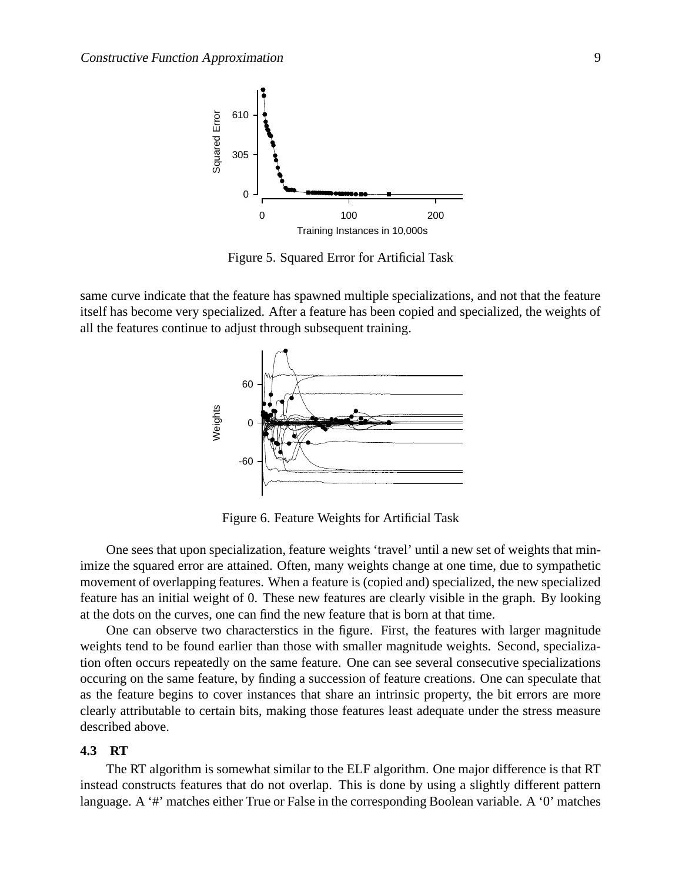Figure 5. Squared Error for Artificial Task

same curve indicate that the feature has spawned multiple specializations, and not that the feature itself has become very specialized. After a feature has been copied and specialized, the weights of all the features continue to adjust through subsequent training.

Figure 6. Feature Weights for Artificial Task

One sees that upon specialization, feature weights 'travel' until a new set of weights that minimize the squared error are attained. Often, many weights change at one time, due to sympathetic movement of overlapping features. When a feature is (copied and) specialized, the new specialized feature has an initial weight of 0. These new features are clearly visible in the graph. By looking at the dots on the curves, one can find the new feature that is born at that time.

One can observe two characterstics in the figure. First, the features with larger magnitude weights tend to be found earlier than those with smaller magnitude weights. Second, specialization often occurs repeatedly on the same feature. One can see several consecutive specializations occuring on the same feature, by finding a succession of feature creations. One can speculate that as the feature begins to cover instances that share an intrinsic property, the bit errors are more clearly attributable to certain bits, making those features least adequate under the stress measure described above.

### 4.3 RT

The RT algorithm is somewhat similar to the ELF algorithm. One major difference is that RT instead constructs features that do not overlap. This is done by using a slightly different pattern language. A '#' matches either True or False in the corresponding Boolean variable. A '0' matches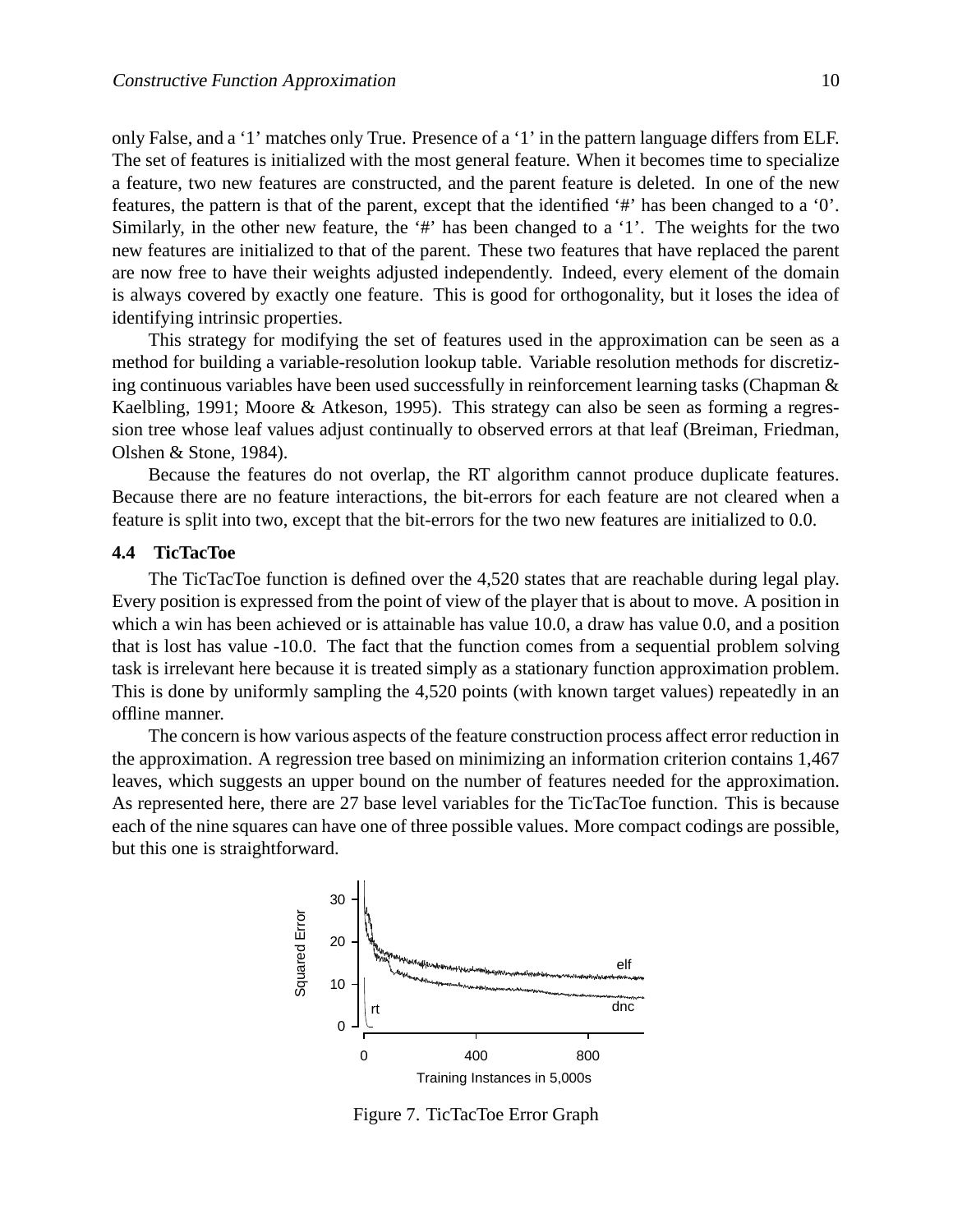only False, and a '1' matches only True. Presence of a '1' in the pattern language differs from ELF. The set of features is initialized with the most general feature. When it becomes time to specialize a feature, two new features are constructed, and the parent feature is deleted. In one of the new features, the pattern is that of the parent, except that the identified '#' has been changed to a '0'. Similarly, in the other new feature, the '#' has been changed to a '1'. The weights for the two new features are initialized to that of the parent. These two features that have replaced the parent are now free to have their weights adjusted independently. Indeed, every element of the domain is always covered by exactly one feature. This is good for orthogonality, but it loses the idea of identifying intrinsic properties.

This strategy for modifying the set of features used in the approximation can be seen as a method for building a variable-resolution lookup table. Variable resolution methods for discretizing continuous variables have been used successfully in reinforcement learning tasks (Chapman & Kaelbling, 1991; Moore & Atkeson, 1995). This strategy can also be seen as forming a regression tree whose leaf values adjust continually to observed errors at that leaf (Breiman, Friedman, Olshen & Stone, 1984).

Because the features do not overlap, the RT algorithm cannot produce duplicate features. Because there are no feature interactions, the bit-errors for each feature are not cleared when a feature is split into two, except that the bit-errors for the two new features are initialized to 0.0.

### 4.4 TicTacToe

The TicTacToe function is defined over the 4,520 states that are reachable during legal play. Every position is expressed from the point of view of the player that is about to move. A position in which a win has been achieved or is attainable has value 10.0, a draw has value 0.0, and a position that is lost has value -10.0. The fact that the function comes from a sequential problem solving task is irrelevant here because it is treated simply as a stationary function approximation problem. This is done by uniformly sampling the 4,520 points (with known target values) repeatedly in an offline manner.

The concern is how various aspects of the feature construction process affect error reduction in the approximation. A regression tree based on minimizing an information criterion contains 1,467 leaves, which suggests an upper bound on the number of features needed for the approximation. As represented here, there are 27 base level variables for the TicTacToe function. This is because each of the nine squares can have one of three possible values. More compact codings are possible, but this one is straightforward.

Figure 7. TicTacToe Error Graph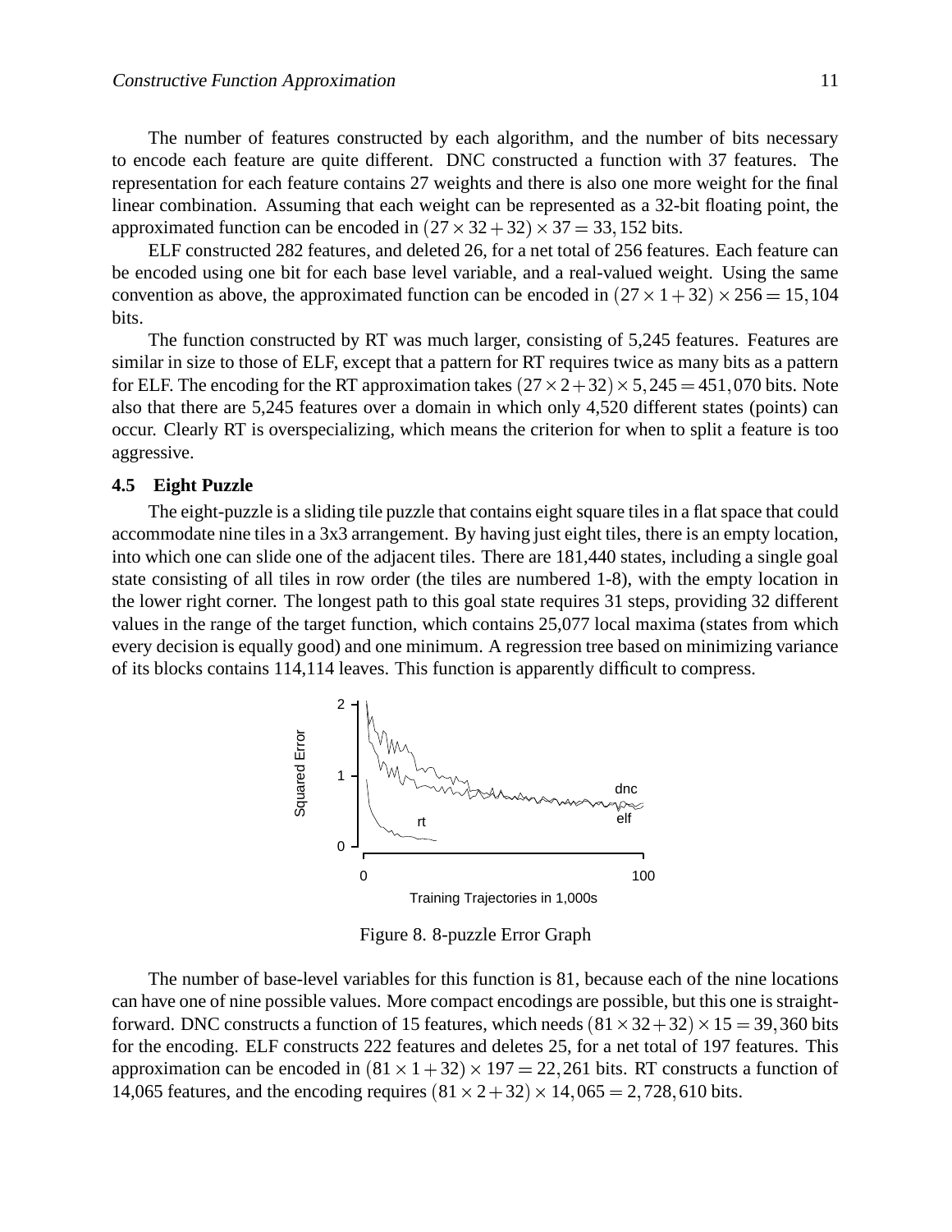The number of features constructed by each algorithm, and the number of bits necessary to encode each feature are quite different. DNC constructed a function with 37 features. The representation for each feature contains 27 weights and there is also one more weight for the final linear combination. Assuming that each weight can be represented as a 32-bit floating point, the approximated function can be encoded in $(27 \times 32 + 32) \times 37 = 33,152$ bits.

ELF constructed 282 features, and deleted 26, for a net total of 256 features. Each feature can be encoded using one bit for each base level variable, and a real-valued weight. Using the same convention as above, the approximated function can be encoded in $(27 \times 1 + 32) \times 256 = 15,104$ bits.

The function constructed by RT was much larger, consisting of 5,245 features. Features are similar in size to those of ELF, except that a pattern for RT requires twice as many bits as a pattern for ELF. The encoding for the RT approximation takes $(27 \times 2 + 32) \times 5,245 = 451,070$ bits. Note also that there are 5,245 features over a domain in which only 4,520 different states (points) can occur. Clearly RT is overspecializing, which means the criterion for when to split a feature is too aggressive.

### 4.5 Eight Puzzle

The eight-puzzle is a sliding tile puzzle that contains eight square tiles in a flat space that could accommodate nine tiles in a 3x3 arrangement. By having just eight tiles, there is an empty location, into which one can slide one of the adjacent tiles. There are 181,440 states, including a single goal state consisting of all tiles in row order (the tiles are numbered 1-8), with the empty location in the lower right corner. The longest path to this goal state requires 31 steps, providing 32 different values in the range of the target function, which contains 25,077 local maxima (states from which every decision is equally good) and one minimum. A regression tree based on minimizing variance of its blocks contains 114,114 leaves. This function is apparently difficult to compress.

Figure 8. 8-puzzle Error Graph

The number of base-level variables for this function is 81, because each of the nine locations can have one of nine possible values. More compact encodings are possible, but this one is straightforward. DNC constructs a function of 15 features, which needs $(81 \times 32 + 32) \times 15 = 39,360$ bits for the encoding. ELF constructs 222 features and deletes 25, for a net total of 197 features. This approximation can be encoded in $(81 \times 1 + 32) \times 197 = 22,261$ bits. RT constructs a function of 14,065 features, and the encoding requires $(81 \times 2 + 32) \times 14,065 = 2,728,610$ bits.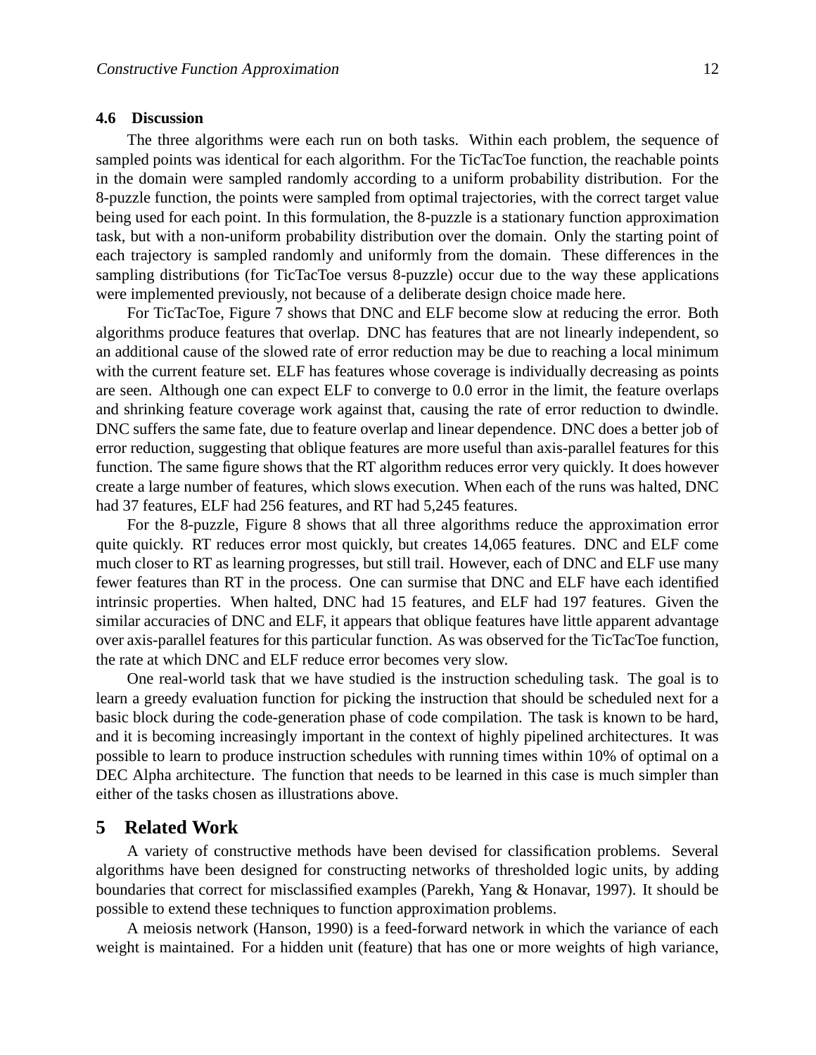### 4.6 Discussion

The three algorithms were each run on both tasks. Within each problem, the sequence of sampled points was identical for each algorithm. For the TicTacToe function, the reachable points in the domain were sampled randomly according to a uniform probability distribution. For the 8-puzzle function, the points were sampled from optimal trajectories, with the correct target value being used for each point. In this formulation, the 8-puzzle is a stationary function approximation task, but with a non-uniform probability distribution over the domain. Only the starting point of each trajectory is sampled randomly and uniformly from the domain. These differences in the sampling distributions (for TicTacToe versus 8-puzzle) occur due to the way these applications were implemented previously, not because of a deliberate design choice made here.

For TicTacToe, Figure 7 shows that DNC and ELF become slow at reducing the error. Both algorithms produce features that overlap. DNC has features that are not linearly independent, so an additional cause of the slowed rate of error reduction may be due to reaching a local minimum with the current feature set. ELF has features whose coverage is individually decreasing as points are seen. Although one can expect ELF to converge to 0.0 error in the limit, the feature overlaps and shrinking feature coverage work against that, causing the rate of error reduction to dwindle. DNC suffers the same fate, due to feature overlap and linear dependence. DNC does a better job of error reduction, suggesting that oblique features are more useful than axis-parallel features for this function. The same figure shows that the RT algorithm reduces error very quickly. It does however create a large number of features, which slows execution. When each of the runs was halted, DNC had 37 features, ELF had 256 features, and RT had 5,245 features.

For the 8-puzzle, Figure 8 shows that all three algorithms reduce the approximation error quite quickly. RT reduces error most quickly, but creates 14,065 features. DNC and ELF come much closer to RT as learning progresses, but still trail. However, each of DNC and ELF use many fewer features than RT in the process. One can surmise that DNC and ELF have each identified intrinsic properties. When halted, DNC had 15 features, and ELF had 197 features. Given the similar accuracies of DNC and ELF, it appears that oblique features have little apparent advantage over axis-parallel features for this particular function. As was observed for the TicTacToe function, the rate at which DNC and ELF reduce error becomes very slow.

One real-world task that we have studied is the instruction scheduling task. The goal is to learn a greedy evaluation function for picking the instruction that should be scheduled next for a basic block during the code-generation phase of code compilation. The task is known to be hard, and it is becoming increasingly important in the context of highly pipelined architectures. It was possible to learn to produce instruction schedules with running times within 10% of optimal on a DEC Alpha architecture. The function that needs to be learned in this case is much simpler than either of the tasks chosen as illustrations above.

## 5 Related Work

A variety of constructive methods have been devised for classification problems. Several algorithms have been designed for constructing networks of thresholded logic units, by adding boundaries that correct for misclassified examples (Parekh, Yang & Honavar, 1997). It should be possible to extend these techniques to function approximation problems.

A meiosis network (Hanson, 1990) is a feed-forward network in which the variance of each weight is maintained. For a hidden unit (feature) that has one or more weights of high variance,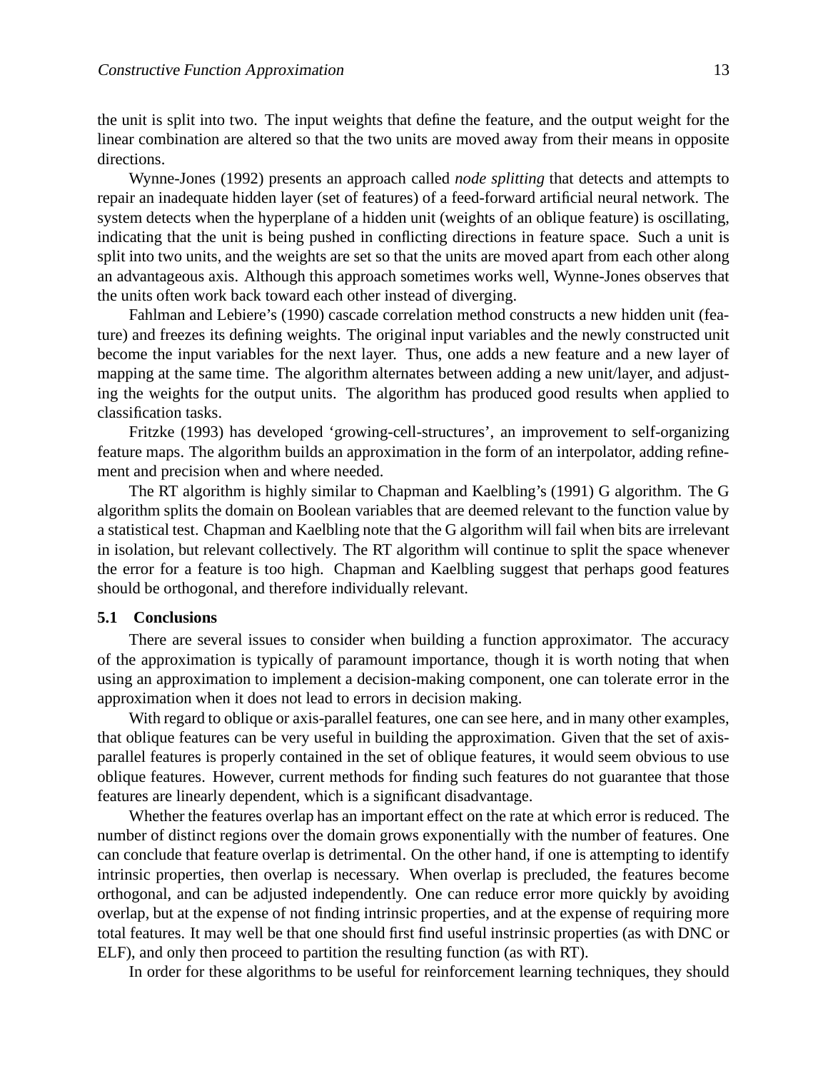the unit is split into two. The input weights that define the feature, and the output weight for the linear combination are altered so that the two units are moved away from their means in opposite directions.

Wynne-Jones (1992) presents an approach called *node splitting* that detects and attempts to repair an inadequate hidden layer (set of features) of a feed-forward artificial neural network. The system detects when the hyperplane of a hidden unit (weights of an oblique feature) is oscillating, indicating that the unit is being pushed in conflicting directions in feature space. Such a unit is split into two units, and the weights are set so that the units are moved apart from each other along an advantageous axis. Although this approach sometimes works well, Wynne-Jones observes that the units often work back toward each other instead of diverging.

Fahlman and Lebiere's (1990) cascade correlation method constructs a new hidden unit (feature) and freezes its defining weights. The original input variables and the newly constructed unit become the input variables for the next layer. Thus, one adds a new feature and a new layer of mapping at the same time. The algorithm alternates between adding a new unit/layer, and adjusting the weights for the output units. The algorithm has produced good results when applied to classification tasks.

Fritzke (1993) has developed 'growing-cell-structures', an improvement to self-organizing feature maps. The algorithm builds an approximation in the form of an interpolator, adding refinement and precision when and where needed.

The RT algorithm is highly similar to Chapman and Kaelbling's (1991) G algorithm. The G algorithm splits the domain on Boolean variables that are deemed relevant to the function value by a statistical test. Chapman and Kaelbling note that the G algorithm will fail when bits are irrelevant in isolation, but relevant collectively. The RT algorithm will continue to split the space whenever the error for a feature is too high. Chapman and Kaelbling suggest that perhaps good features should be orthogonal, and therefore individually relevant.

### 5.1 Conclusions

There are several issues to consider when building a function approximator. The accuracy of the approximation is typically of paramount importance, though it is worth noting that when using an approximation to implement a decision-making component, one can tolerate error in the approximation when it does not lead to errors in decision making.

With regard to oblique or axis-parallel features, one can see here, and in many other examples, that oblique features can be very useful in building the approximation. Given that the set of axis-parallel features is properly contained in the set of oblique features, it would seem obvious to use oblique features. However, current methods for finding such features do not guarantee that those features are linearly dependent, which is a significant disadvantage.

Whether the features overlap has an important effect on the rate at which error is reduced. The number of distinct regions over the domain grows exponentially with the number of features. One can conclude that feature overlap is detrimental. On the other hand, if one is attempting to identify intrinsic properties, then overlap is necessary. When overlap is precluded, the features become orthogonal, and can be adjusted independently. One can reduce error more quickly by avoiding overlap, but at the expense of not finding intrinsic properties, and at the expense of requiring more total features. It may well be that one should first find useful instrinsic properties (as with DNC or ELF), and only then proceed to partition the resulting function (as with RT).

In order for these algorithms to be useful for reinforcement learning techniques, they should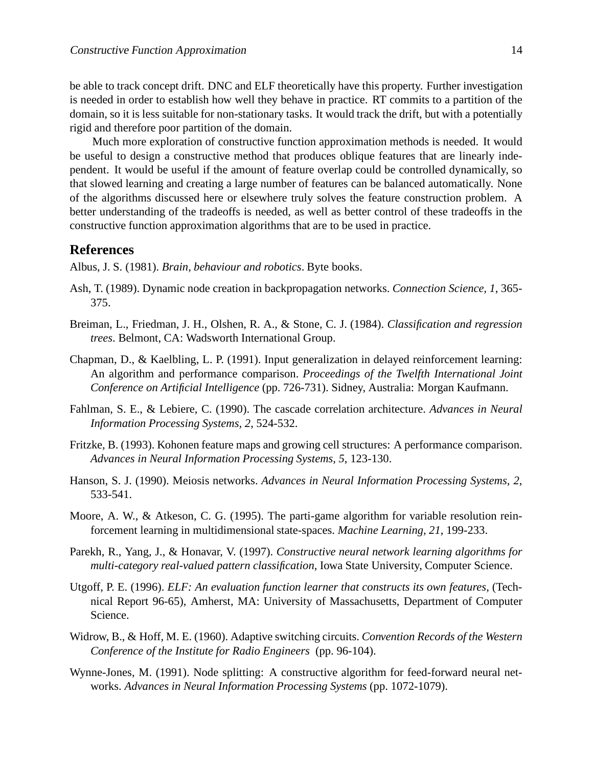be able to track concept drift. DNC and ELF theoretically have this property. Further investigation is needed in order to establish how well they behave in practice. RT commits to a partition of the domain, so it is less suitable for non-stationary tasks. It would track the drift, but with a potentially rigid and therefore poor partition of the domain.

Much more exploration of constructive function approximation methods is needed. It would be useful to design a constructive method that produces oblique features that are linearly independent. It would be useful if the amount of feature overlap could be controlled dynamically, so that slowed learning and creating a large number of features can be balanced automatically. None of the algorithms discussed here or elsewhere truly solves the feature construction problem. A better understanding of the tradeoffs is needed, as well as better control of these tradeoffs in the constructive function approximation algorithms that are to be used in practice.

## References

Albus, J. S. (1981). *Brain, behaviour and robotics*. Byte books.

Ash, T. (1989). Dynamic node creation in backpropagation networks. *Connection Science, 1*, 365-375.

Breiman, L., Friedman, J. H., Olshen, R. A., & Stone, C. J. (1984). *Classification and regression trees*. Belmont, CA: Wadsworth International Group.

Chapman, D., & Kaelbling, L. P. (1991). Input generalization in delayed reinforcement learning: An algorithm and performance comparison. *Proceedings of the Twelfth International Joint Conference on Artificial Intelligence* (pp. 726-731). Sidney, Australia: Morgan Kaufmann.

Fahlman, S. E., & Lebiere, C. (1990). The cascade correlation architecture. *Advances in Neural Information Processing Systems, 2*, 524-532.

Fritzke, B. (1993). Kohonen feature maps and growing cell structures: A performance comparison. *Advances in Neural Information Processing Systems, 5*, 123-130.

Hanson, S. J. (1990). Meiosis networks. *Advances in Neural Information Processing Systems, 2*, 533-541.

Moore, A. W., & Atkeson, C. G. (1995). The parti-game algorithm for variable resolution reinforcement learning in multidimensional state-spaces. *Machine Learning, 21*, 199-233.

Parekh, R., Yang, J., & Honavar, V. (1997). *Constructive neural network learning algorithms for multi-category real-valued pattern classification*, Iowa State University, Computer Science.

Utgoff, P. E. (1996). *ELF: An evaluation function learner that constructs its own features*, (Technical Report 96-65), Amherst, MA: University of Massachusetts, Department of Computer Science.

Widrow, B., & Hoff, M. E. (1960). Adaptive switching circuits. *Convention Records of the Western Conference of the Institute for Radio Engineers* (pp. 96-104).

Wynne-Jones, M. (1991). Node splitting: A constructive algorithm for feed-forward neural networks. *Advances in Neural Information Processing Systems* (pp. 1072-1079).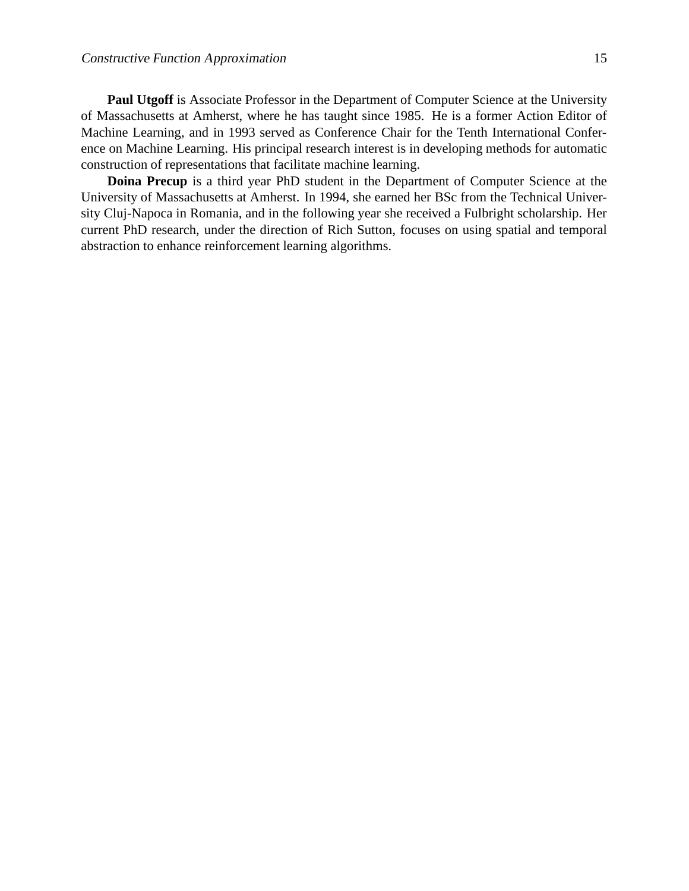**Paul Utgoff** is Associate Professor in the Department of Computer Science at the University of Massachusetts at Amherst, where he has taught since 1985. He is a former Action Editor of Machine Learning, and in 1993 served as Conference Chair for the Tenth International Conference on Machine Learning. His principal research interest is in developing methods for automatic construction of representations that facilitate machine learning.

**Doina Precup** is a third year PhD student in the Department of Computer Science at the University of Massachusetts at Amherst. In 1994, she earned her BSc from the Technical University Cluj-Napoca in Romania, and in the following year she received a Fulbright scholarship. Her current PhD research, under the direction of Rich Sutton, focuses on using spatial and temporal abstraction to enhance reinforcement learning algorithms.